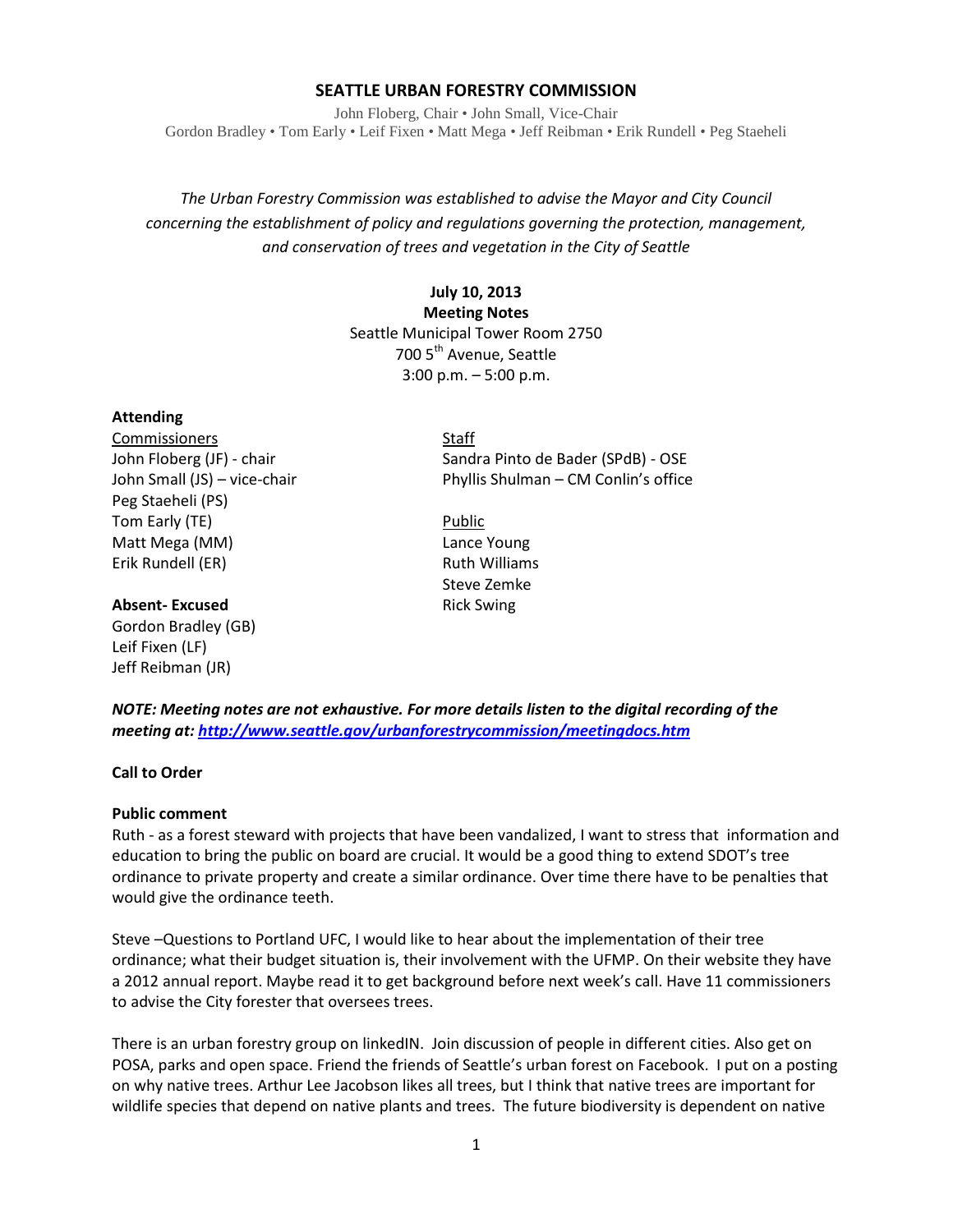# SEATTLE URBAN FORESTRY COMMISSION

John Floberg, Chair • John Small, Vice-Chair
Gordon Bradley • Tom Early • Leif Fixen • Matt Mega • Jeff Reibman • Erik Rundell • Peg Staeheli

*The Urban Forestry Commission was established to advise the Mayor and City Council concerning the establishment of policy and regulations governing the protection, management, and conservation of trees and vegetation in the City of Seattle*

**July 10, 2013**
**Meeting Notes**
Seattle Municipal Tower Room 2750
700 5th Avenue, Seattle
3:00 p.m. – 5:00 p.m.

**Attending**

Commissioners
John Floberg (JF) - chair
John Small (JS) – vice-chair
Peg Staeheli (PS)
Tom Early (TE)
Matt Mega (MM)
Erik Rundell (ER)

**Absent- Excused**
Gordon Bradley (GB)
Leif Fixen (LF)
Jeff Reibman (JR)

Staff
Sandra Pinto de Bader (SPdB) - OSE
Phyllis Shulman – CM Conlin's office

Public
Lance Young
Ruth Williams
Steve Zemke
Rick Swing

***NOTE: Meeting notes are not exhaustive. For more details listen to the digital recording of the meeting at: [http://www.seattle.gov/urbanforestrycommission/meetingdocs.htm](http://www.seattle.gov/urbanforestrycommission/meetingdocs.htm)***

**Call to Order**

**Public comment**

Ruth - as a forest steward with projects that have been vandalized, I want to stress that information and education to bring the public on board are crucial. It would be a good thing to extend SDOT's tree ordinance to private property and create a similar ordinance. Over time there have to be penalties that would give the ordinance teeth.

Steve –Questions to Portland UFC, I would like to hear about the implementation of their tree ordinance; what their budget situation is, their involvement with the UFMP. On their website they have a 2012 annual report. Maybe read it to get background before next week's call. Have 11 commissioners to advise the City forester that oversees trees.

There is an urban forestry group on linkedIN. Join discussion of people in different cities. Also get on POSA, parks and open space. Friend the friends of Seattle's urban forest on Facebook. I put on a posting on why native trees. Arthur Lee Jacobson likes all trees, but I think that native trees are important for wildlife species that depend on native plants and trees. The future biodiversity is dependent on native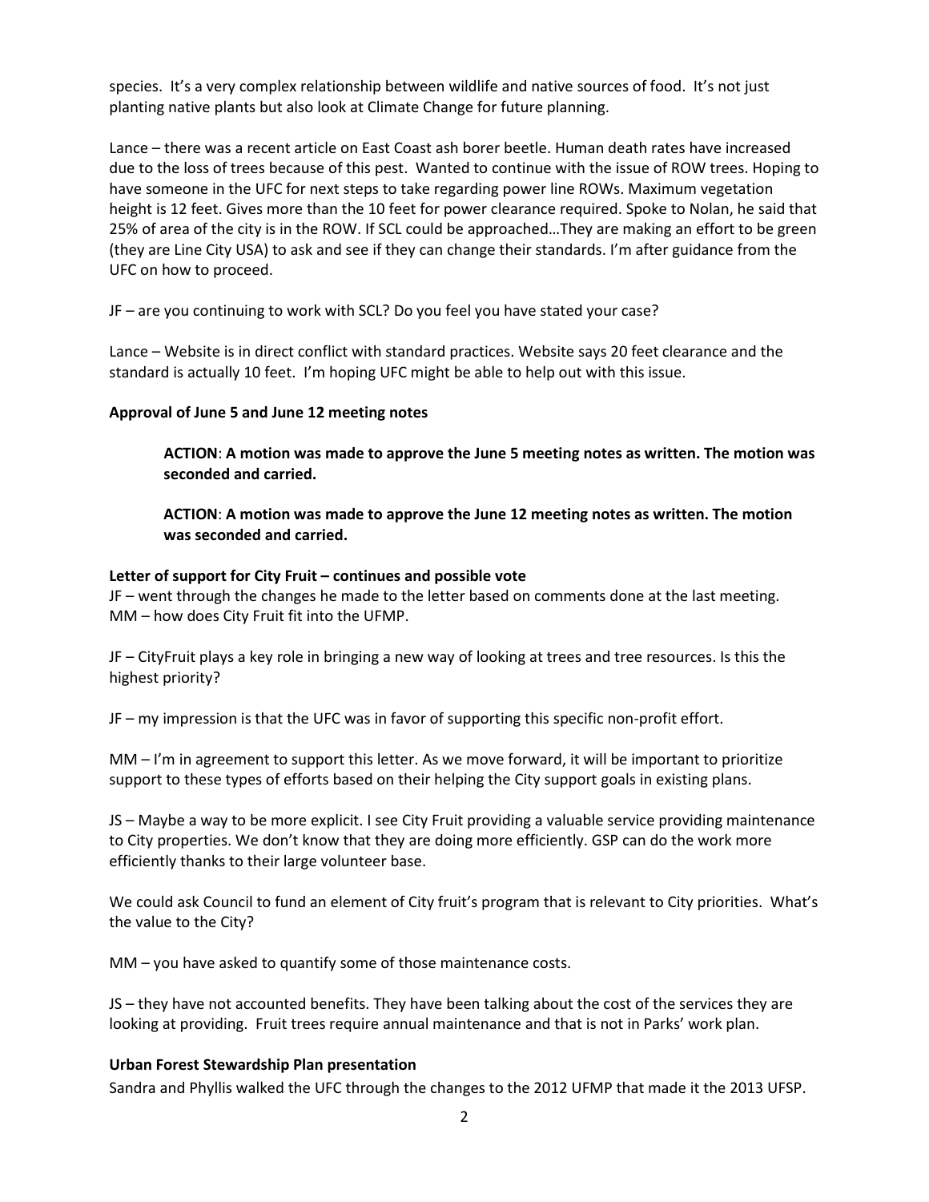species. It's a very complex relationship between wildlife and native sources of food. It's not just planting native plants but also look at Climate Change for future planning.

Lance – there was a recent article on East Coast ash borer beetle. Human death rates have increased due to the loss of trees because of this pest. Wanted to continue with the issue of ROW trees. Hoping to have someone in the UFC for next steps to take regarding power line ROWs. Maximum vegetation height is 12 feet. Gives more than the 10 feet for power clearance required. Spoke to Nolan, he said that 25% of area of the city is in the ROW. If SCL could be approached…They are making an effort to be green (they are Line City USA) to ask and see if they can change their standards. I'm after guidance from the UFC on how to proceed.

JF – are you continuing to work with SCL? Do you feel you have stated your case?

Lance – Website is in direct conflict with standard practices. Website says 20 feet clearance and the standard is actually 10 feet. I'm hoping UFC might be able to help out with this issue.

**Approval of June 5 and June 12 meeting notes**

> **ACTION**: **A motion was made to approve the June 5 meeting notes as written. The motion was seconded and carried.**
>
> **ACTION**: **A motion was made to approve the June 12 meeting notes as written. The motion was seconded and carried.**

**Letter of support for City Fruit – continues and possible vote**

JF – went through the changes he made to the letter based on comments done at the last meeting.
MM – how does City Fruit fit into the UFMP.

JF – CityFruit plays a key role in bringing a new way of looking at trees and tree resources. Is this the highest priority?

JF – my impression is that the UFC was in favor of supporting this specific non-profit effort.

MM – I'm in agreement to support this letter. As we move forward, it will be important to prioritize support to these types of efforts based on their helping the City support goals in existing plans.

JS – Maybe a way to be more explicit. I see City Fruit providing a valuable service providing maintenance to City properties. We don't know that they are doing more efficiently. GSP can do the work more efficiently thanks to their large volunteer base.

We could ask Council to fund an element of City fruit's program that is relevant to City priorities. What's the value to the City?

MM – you have asked to quantify some of those maintenance costs.

JS – they have not accounted benefits. They have been talking about the cost of the services they are looking at providing. Fruit trees require annual maintenance and that is not in Parks' work plan.

**Urban Forest Stewardship Plan presentation**

Sandra and Phyllis walked the UFC through the changes to the 2012 UFMP that made it the 2013 UFSP.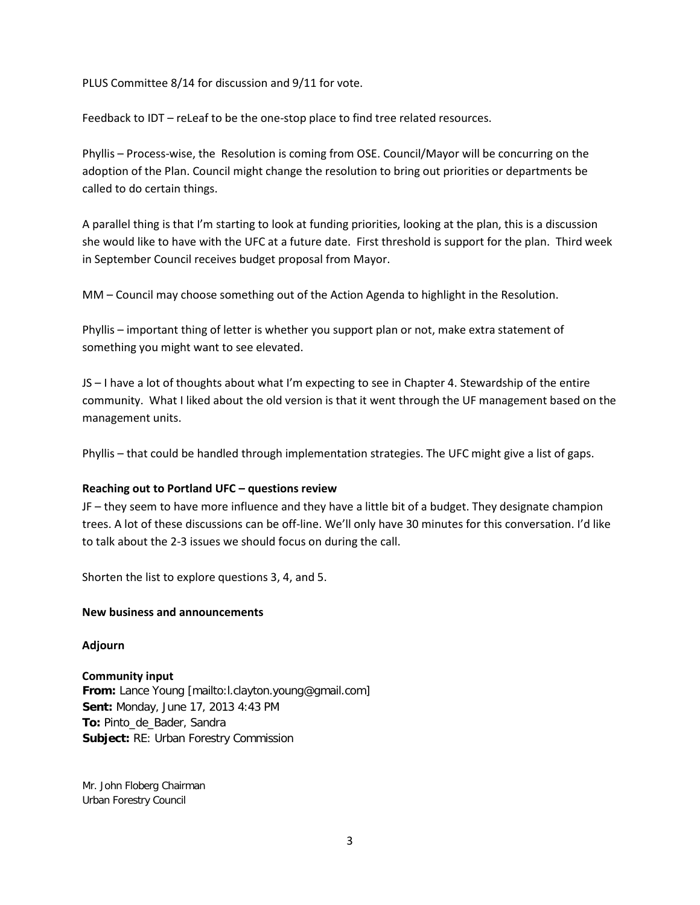PLUS Committee 8/14 for discussion and 9/11 for vote.

Feedback to IDT – reLeaf to be the one-stop place to find tree related resources.

Phyllis – Process-wise, the Resolution is coming from OSE. Council/Mayor will be concurring on the adoption of the Plan. Council might change the resolution to bring out priorities or departments be called to do certain things.

A parallel thing is that I'm starting to look at funding priorities, looking at the plan, this is a discussion she would like to have with the UFC at a future date. First threshold is support for the plan. Third week in September Council receives budget proposal from Mayor.

MM – Council may choose something out of the Action Agenda to highlight in the Resolution.

Phyllis – important thing of letter is whether you support plan or not, make extra statement of something you might want to see elevated.

JS – I have a lot of thoughts about what I'm expecting to see in Chapter 4. Stewardship of the entire community. What I liked about the old version is that it went through the UF management based on the management units.

Phyllis – that could be handled through implementation strategies. The UFC might give a list of gaps.

**Reaching out to Portland UFC – questions review**

JF – they seem to have more influence and they have a little bit of a budget. They designate champion trees. A lot of these discussions can be off-line. We'll only have 30 minutes for this conversation. I'd like to talk about the 2-3 issues we should focus on during the call.

Shorten the list to explore questions 3, 4, and 5.

**New business and announcements**

**Adjourn**

**Community input**

**From:** Lance Young [mailto:l.clayton.young@gmail.com]
**Sent:** Monday, June 17, 2013 4:43 PM
**To:** Pinto_de_Bader, Sandra
**Subject:** RE: Urban Forestry Commission

Mr. John Floberg Chairman
Urban Forestry Council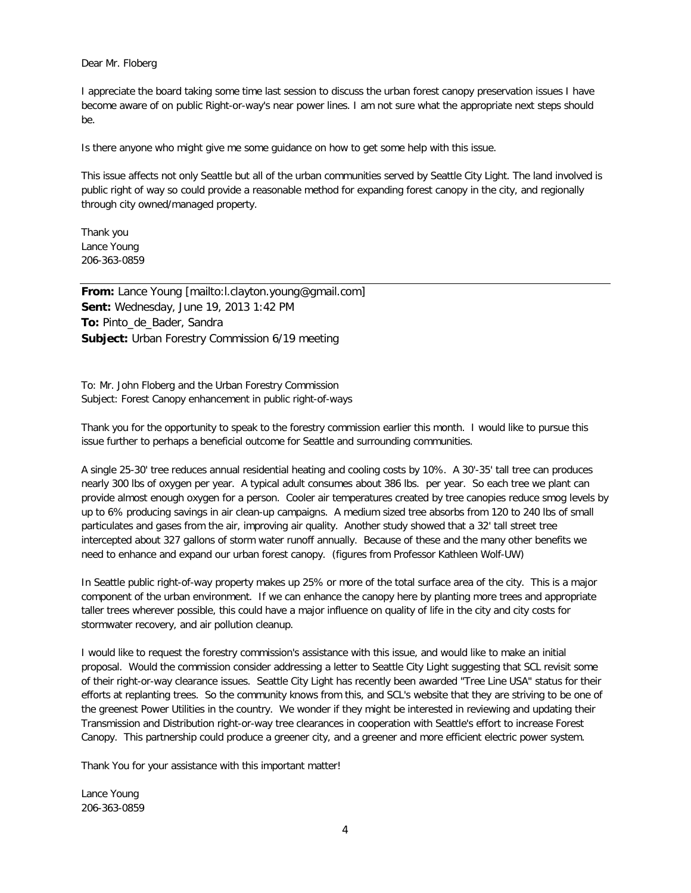Dear Mr. Floberg

I appreciate the board taking some time last session to discuss the urban forest canopy preservation issues I have become aware of on public Right-or-way's near power lines. I am not sure what the appropriate next steps should be.

Is there anyone who might give me some guidance on how to get some help with this issue.

This issue affects not only Seattle but all of the urban communities served by Seattle City Light. The land involved is public right of way so could provide a reasonable method for expanding forest canopy in the city, and regionally through city owned/managed property.

Thank you
Lance Young
206-363-0859

---

**From:** Lance Young [mailto:l.clayton.young@gmail.com]
**Sent:** Wednesday, June 19, 2013 1:42 PM
**To:** Pinto_de_Bader, Sandra
**Subject:** Urban Forestry Commission 6/19 meeting

To: Mr. John Floberg and the Urban Forestry Commission
Subject: Forest Canopy enhancement in public right-of-ways

Thank you for the opportunity to speak to the forestry commission earlier this month. I would like to pursue this issue further to perhaps a beneficial outcome for Seattle and surrounding communities.

A single 25-30' tree reduces annual residential heating and cooling costs by 10%. A 30'-35' tall tree can produces nearly 300 lbs of oxygen per year. A typical adult consumes about 386 lbs. per year. So each tree we plant can provide almost enough oxygen for a person. Cooler air temperatures created by tree canopies reduce smog levels by up to 6% producing savings in air clean-up campaigns. A medium sized tree absorbs from 120 to 240 lbs of small particulates and gases from the air, improving air quality. Another study showed that a 32' tall street tree intercepted about 327 gallons of storm water runoff annually. Because of these and the many other benefits we need to enhance and expand our urban forest canopy. (figures from Professor Kathleen Wolf-UW)

In Seattle public right-of-way property makes up 25% or more of the total surface area of the city. This is a major component of the urban environment. If we can enhance the canopy here by planting more trees and appropriate taller trees wherever possible, this could have a major influence on quality of life in the city and city costs for stormwater recovery, and air pollution cleanup.

I would like to request the forestry commission's assistance with this issue, and would like to make an initial proposal. Would the commission consider addressing a letter to Seattle City Light suggesting that SCL revisit some of their right-or-way clearance issues. Seattle City Light has recently been awarded "Tree Line USA" status for their efforts at replanting trees. So the community knows from this, and SCL's website that they are striving to be one of the greenest Power Utilities in the country. We wonder if they might be interested in reviewing and updating their Transmission and Distribution right-or-way tree clearances in cooperation with Seattle's effort to increase Forest Canopy. This partnership could produce a greener city, and a greener and more efficient electric power system.

Thank You for your assistance with this important matter!

Lance Young
206-363-0859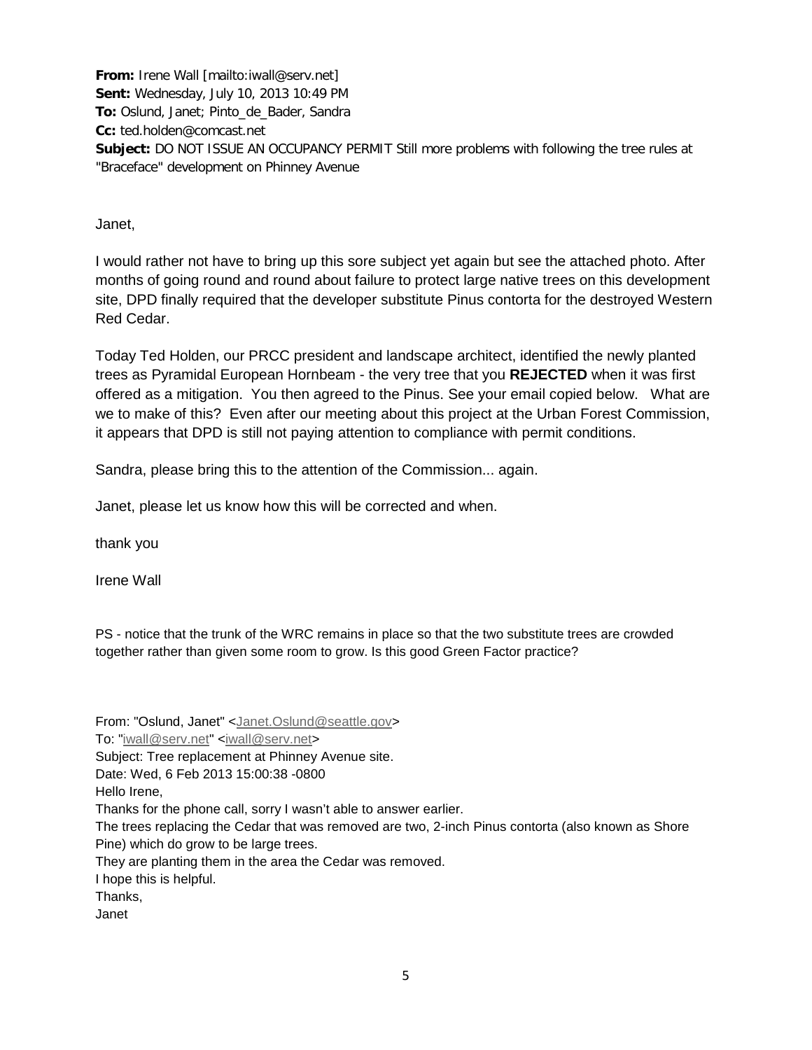**From:** Irene Wall [mailto:iwall@serv.net]
**Sent:** Wednesday, July 10, 2013 10:49 PM
**To:** Oslund, Janet; Pinto_de_Bader, Sandra
**Cc:** ted.holden@comcast.net
**Subject:** DO NOT ISSUE AN OCCUPANCY PERMIT Still more problems with following the tree rules at "Braceface" development on Phinney Avenue

Janet,

I would rather not have to bring up this sore subject yet again but see the attached photo. After months of going round and round about failure to protect large native trees on this development site, DPD finally required that the developer substitute Pinus contorta for the destroyed Western Red Cedar.

Today Ted Holden, our PRCC president and landscape architect, identified the newly planted trees as Pyramidal European Hornbeam - the very tree that you **REJECTED** when it was first offered as a mitigation. You then agreed to the Pinus. See your email copied below. What are we to make of this? Even after our meeting about this project at the Urban Forest Commission, it appears that DPD is still not paying attention to compliance with permit conditions.

Sandra, please bring this to the attention of the Commission... again.

Janet, please let us know how this will be corrected and when.

thank you

Irene Wall

PS - notice that the trunk of the WRC remains in place so that the two substitute trees are crowded together rather than given some room to grow. Is this good Green Factor practice?

From: "Oslund, Janet" <Janet.Oslund@seattle.gov>
To: "iwall@serv.net" <iwall@serv.net>
Subject: Tree replacement at Phinney Avenue site.
Date: Wed, 6 Feb 2013 15:00:38 -0800
Hello Irene,
Thanks for the phone call, sorry I wasn't able to answer earlier.
The trees replacing the Cedar that was removed are two, 2-inch Pinus contorta (also known as Shore Pine) which do grow to be large trees.
They are planting them in the area the Cedar was removed.
I hope this is helpful.
Thanks,
Janet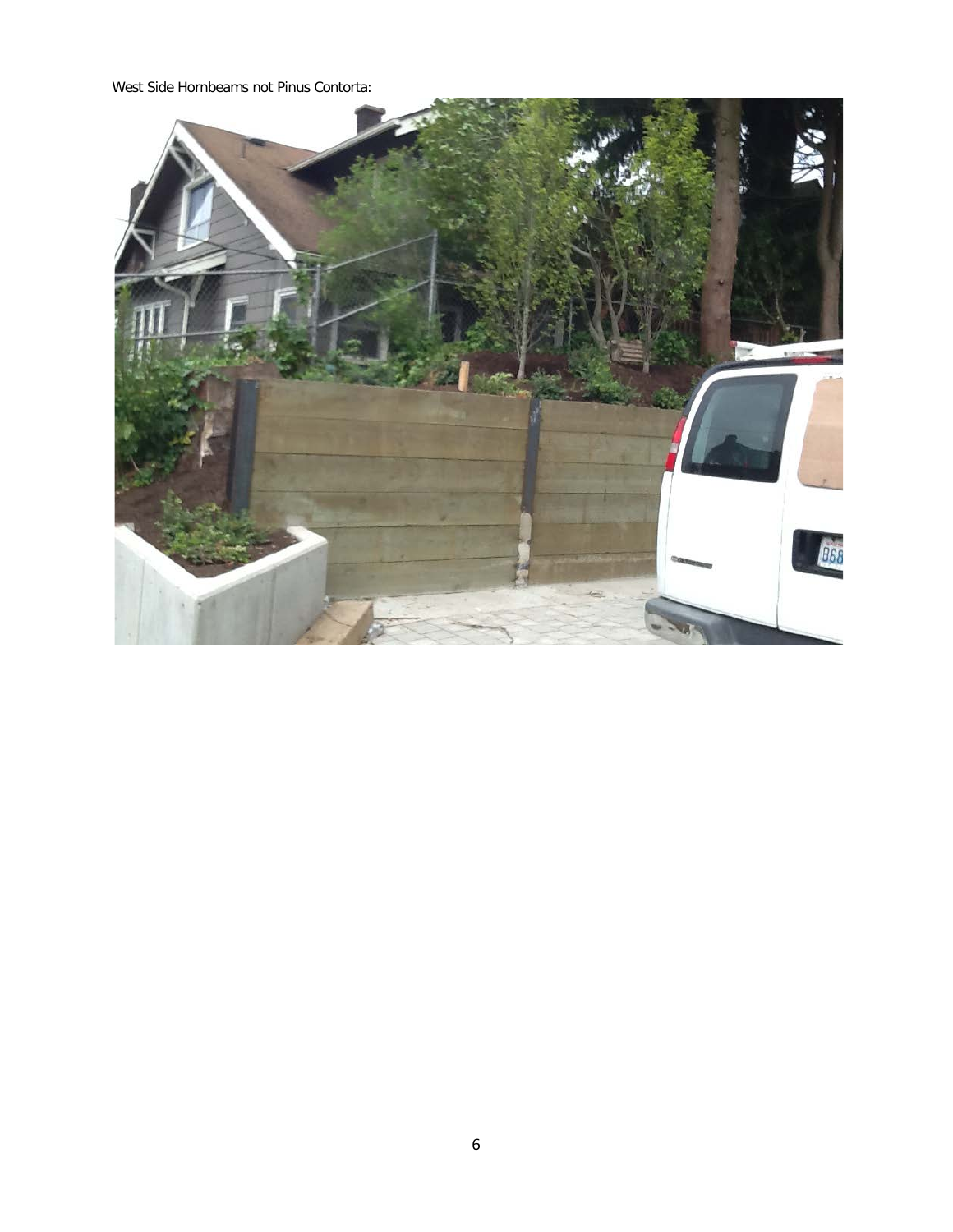West Side Hornbeams not Pinus Contorta: